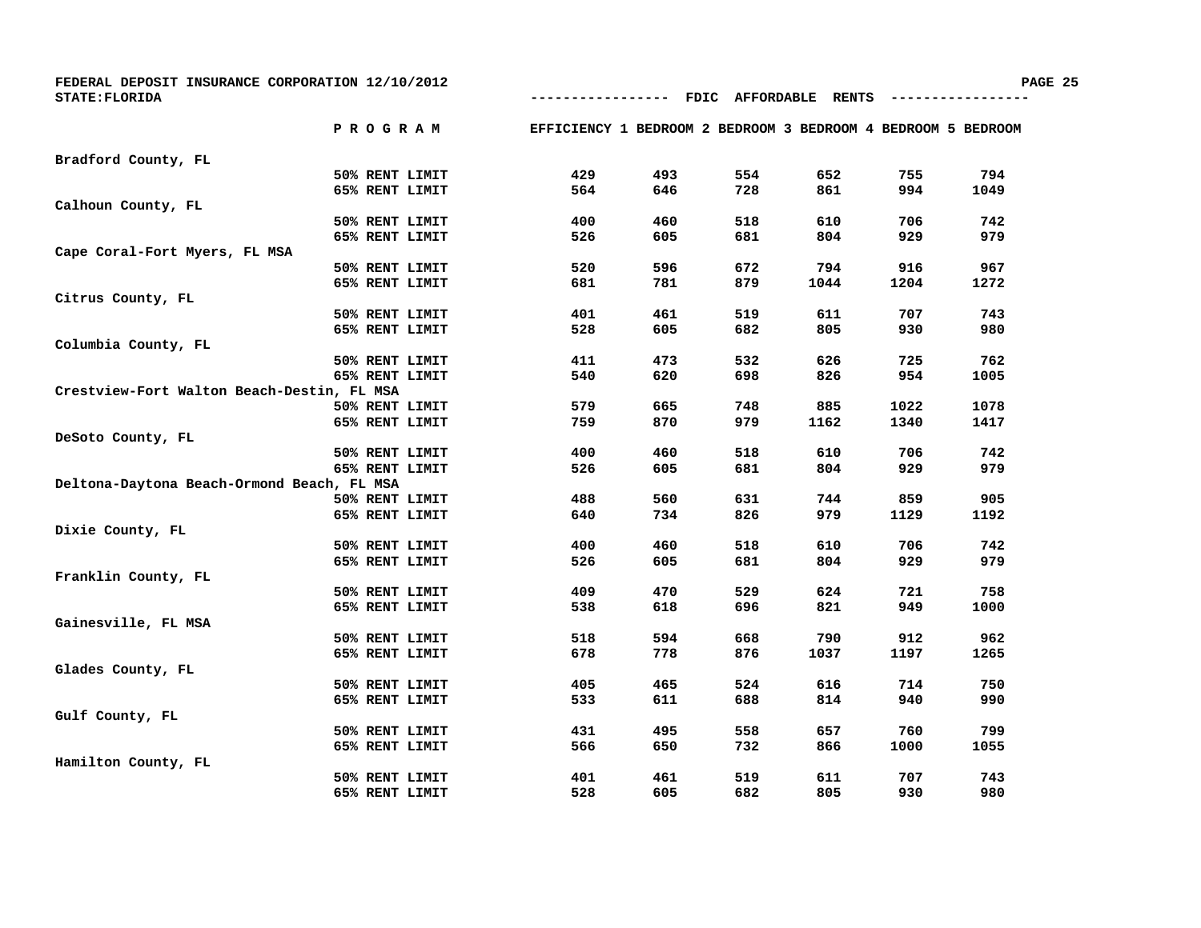FEDERAL DEPOSIT INSURANCE CORPORATION 12/10/2012

STATE:FLORIDA

## ----------------- FDIC AFFORDABLE RENTS -----------------

| | PROGRAM | EFFICIENCY | 1 BEDROOM | 2 BEDROOM | 3 BEDROOM | 4 BEDROOM | 5 BEDROOM |
|---|---|---|---|---|---|---|---|
| Bradford County, FL | | | | | | | |
| | 50% RENT LIMIT | 429 | 493 | 554 | 652 | 755 | 794 |
| | 65% RENT LIMIT | 564 | 646 | 728 | 861 | 994 | 1049 |
| Calhoun County, FL | | | | | | | |
| | 50% RENT LIMIT | 400 | 460 | 518 | 610 | 706 | 742 |
| | 65% RENT LIMIT | 526 | 605 | 681 | 804 | 929 | 979 |
| Cape Coral-Fort Myers, FL MSA | | | | | | | |
| | 50% RENT LIMIT | 520 | 596 | 672 | 794 | 916 | 967 |
| | 65% RENT LIMIT | 681 | 781 | 879 | 1044 | 1204 | 1272 |
| Citrus County, FL | | | | | | | |
| | 50% RENT LIMIT | 401 | 461 | 519 | 611 | 707 | 743 |
| | 65% RENT LIMIT | 528 | 605 | 682 | 805 | 930 | 980 |
| Columbia County, FL | | | | | | | |
| | 50% RENT LIMIT | 411 | 473 | 532 | 626 | 725 | 762 |
| | 65% RENT LIMIT | 540 | 620 | 698 | 826 | 954 | 1005 |
| Crestview-Fort Walton Beach-Destin, FL MSA | | | | | | | |
| | 50% RENT LIMIT | 579 | 665 | 748 | 885 | 1022 | 1078 |
| | 65% RENT LIMIT | 759 | 870 | 979 | 1162 | 1340 | 1417 |
| DeSoto County, FL | | | | | | | |
| | 50% RENT LIMIT | 400 | 460 | 518 | 610 | 706 | 742 |
| | 65% RENT LIMIT | 526 | 605 | 681 | 804 | 929 | 979 |
| Deltona-Daytona Beach-Ormond Beach, FL MSA | | | | | | | |
| | 50% RENT LIMIT | 488 | 560 | 631 | 744 | 859 | 905 |
| | 65% RENT LIMIT | 640 | 734 | 826 | 979 | 1129 | 1192 |
| Dixie County, FL | | | | | | | |
| | 50% RENT LIMIT | 400 | 460 | 518 | 610 | 706 | 742 |
| | 65% RENT LIMIT | 526 | 605 | 681 | 804 | 929 | 979 |
| Franklin County, FL | | | | | | | |
| | 50% RENT LIMIT | 409 | 470 | 529 | 624 | 721 | 758 |
| | 65% RENT LIMIT | 538 | 618 | 696 | 821 | 949 | 1000 |
| Gainesville, FL MSA | | | | | | | |
| | 50% RENT LIMIT | 518 | 594 | 668 | 790 | 912 | 962 |
| | 65% RENT LIMIT | 678 | 778 | 876 | 1037 | 1197 | 1265 |
| Glades County, FL | | | | | | | |
| | 50% RENT LIMIT | 405 | 465 | 524 | 616 | 714 | 750 |
| | 65% RENT LIMIT | 533 | 611 | 688 | 814 | 940 | 990 |
| Gulf County, FL | | | | | | | |
| | 50% RENT LIMIT | 431 | 495 | 558 | 657 | 760 | 799 |
| | 65% RENT LIMIT | 566 | 650 | 732 | 866 | 1000 | 1055 |
| Hamilton County, FL | | | | | | | |
| | 50% RENT LIMIT | 401 | 461 | 519 | 611 | 707 | 743 |
| | 65% RENT LIMIT | 528 | 605 | 682 | 805 | 930 | 980 |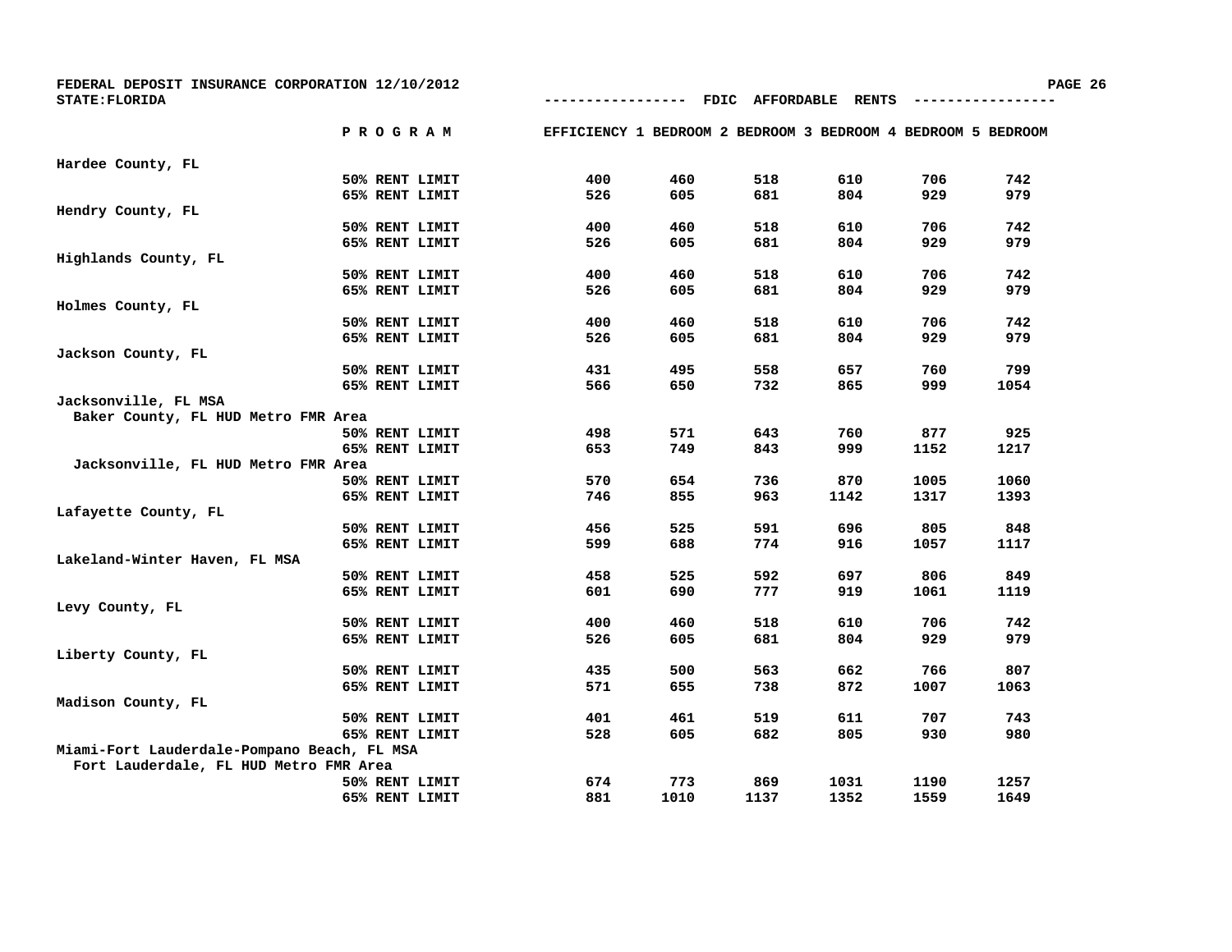FEDERAL DEPOSIT INSURANCE CORPORATION 12/10/2012

STATE:FLORIDA

----------------- FDIC AFFORDABLE RENTS -----------------

| | PROGRAM | EFFICIENCY | 1 BEDROOM | 2 BEDROOM | 3 BEDROOM | 4 BEDROOM | 5 BEDROOM |
|---|---|---|---|---|---|---|---|
| Hardee County, FL | | | | | | | |
| | 50% RENT LIMIT | 400 | 460 | 518 | 610 | 706 | 742 |
| | 65% RENT LIMIT | 526 | 605 | 681 | 804 | 929 | 979 |
| Hendry County, FL | | | | | | | |
| | 50% RENT LIMIT | 400 | 460 | 518 | 610 | 706 | 742 |
| | 65% RENT LIMIT | 526 | 605 | 681 | 804 | 929 | 979 |
| Highlands County, FL | | | | | | | |
| | 50% RENT LIMIT | 400 | 460 | 518 | 610 | 706 | 742 |
| | 65% RENT LIMIT | 526 | 605 | 681 | 804 | 929 | 979 |
| Holmes County, FL | | | | | | | |
| | 50% RENT LIMIT | 400 | 460 | 518 | 610 | 706 | 742 |
| | 65% RENT LIMIT | 526 | 605 | 681 | 804 | 929 | 979 |
| Jackson County, FL | | | | | | | |
| | 50% RENT LIMIT | 431 | 495 | 558 | 657 | 760 | 799 |
| | 65% RENT LIMIT | 566 | 650 | 732 | 865 | 999 | 1054 |
| Jacksonville, FL MSA | | | | | | | |
| Baker County, FL HUD Metro FMR Area | | | | | | | |
| | 50% RENT LIMIT | 498 | 571 | 643 | 760 | 877 | 925 |
| | 65% RENT LIMIT | 653 | 749 | 843 | 999 | 1152 | 1217 |
| Jacksonville, FL HUD Metro FMR Area | | | | | | | |
| | 50% RENT LIMIT | 570 | 654 | 736 | 870 | 1005 | 1060 |
| | 65% RENT LIMIT | 746 | 855 | 963 | 1142 | 1317 | 1393 |
| Lafayette County, FL | | | | | | | |
| | 50% RENT LIMIT | 456 | 525 | 591 | 696 | 805 | 848 |
| | 65% RENT LIMIT | 599 | 688 | 774 | 916 | 1057 | 1117 |
| Lakeland-Winter Haven, FL MSA | | | | | | | |
| | 50% RENT LIMIT | 458 | 525 | 592 | 697 | 806 | 849 |
| | 65% RENT LIMIT | 601 | 690 | 777 | 919 | 1061 | 1119 |
| Levy County, FL | | | | | | | |
| | 50% RENT LIMIT | 400 | 460 | 518 | 610 | 706 | 742 |
| | 65% RENT LIMIT | 526 | 605 | 681 | 804 | 929 | 979 |
| Liberty County, FL | | | | | | | |
| | 50% RENT LIMIT | 435 | 500 | 563 | 662 | 766 | 807 |
| | 65% RENT LIMIT | 571 | 655 | 738 | 872 | 1007 | 1063 |
| Madison County, FL | | | | | | | |
| | 50% RENT LIMIT | 401 | 461 | 519 | 611 | 707 | 743 |
| | 65% RENT LIMIT | 528 | 605 | 682 | 805 | 930 | 980 |
| Miami-Fort Lauderdale-Pompano Beach, FL MSA | | | | | | | |
| Fort Lauderdale, FL HUD Metro FMR Area | | | | | | | |
| | 50% RENT LIMIT | 674 | 773 | 869 | 1031 | 1190 | 1257 |
| | 65% RENT LIMIT | 881 | 1010 | 1137 | 1352 | 1559 | 1649 |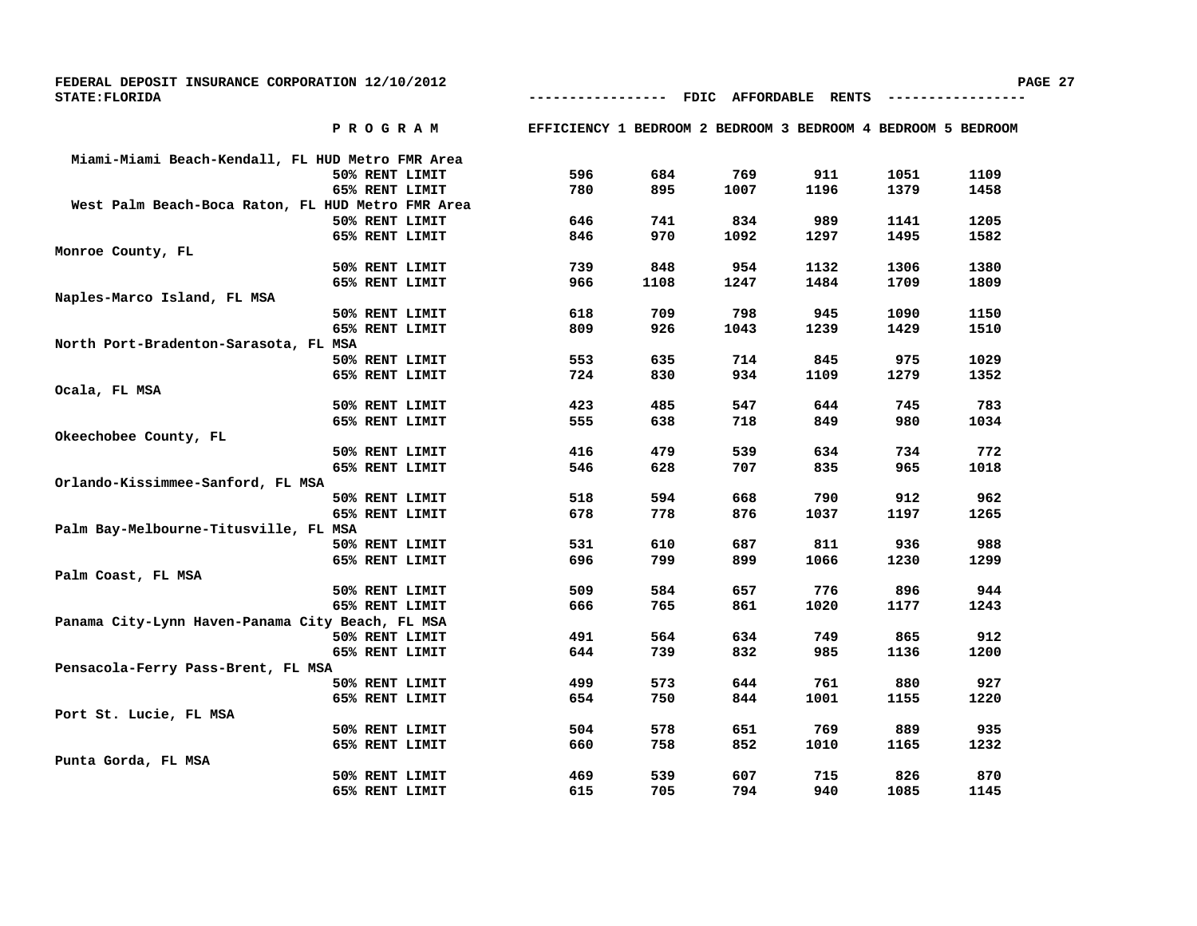FEDERAL DEPOSIT INSURANCE CORPORATION 12/10/2012

STATE:FLORIDA

## FDIC AFFORDABLE RENTS

| PROGRAM | EFFICIENCY | 1 BEDROOM | 2 BEDROOM | 3 BEDROOM | 4 BEDROOM | 5 BEDROOM |
|---|---|---|---|---|---|---|
| **Miami-Miami Beach-Kendall, FL HUD Metro FMR Area** | | | | | | |
| 50% RENT LIMIT | 596 | 684 | 769 | 911 | 1051 | 1109 |
| 65% RENT LIMIT | 780 | 895 | 1007 | 1196 | 1379 | 1458 |
| **West Palm Beach-Boca Raton, FL HUD Metro FMR Area** | | | | | | |
| 50% RENT LIMIT | 646 | 741 | 834 | 989 | 1141 | 1205 |
| 65% RENT LIMIT | 846 | 970 | 1092 | 1297 | 1495 | 1582 |
| **Monroe County, FL** | | | | | | |
| 50% RENT LIMIT | 739 | 848 | 954 | 1132 | 1306 | 1380 |
| 65% RENT LIMIT | 966 | 1108 | 1247 | 1484 | 1709 | 1809 |
| **Naples-Marco Island, FL MSA** | | | | | | |
| 50% RENT LIMIT | 618 | 709 | 798 | 945 | 1090 | 1150 |
| 65% RENT LIMIT | 809 | 926 | 1043 | 1239 | 1429 | 1510 |
| **North Port-Bradenton-Sarasota, FL MSA** | | | | | | |
| 50% RENT LIMIT | 553 | 635 | 714 | 845 | 975 | 1029 |
| 65% RENT LIMIT | 724 | 830 | 934 | 1109 | 1279 | 1352 |
| **Ocala, FL MSA** | | | | | | |
| 50% RENT LIMIT | 423 | 485 | 547 | 644 | 745 | 783 |
| 65% RENT LIMIT | 555 | 638 | 718 | 849 | 980 | 1034 |
| **Okeechobee County, FL** | | | | | | |
| 50% RENT LIMIT | 416 | 479 | 539 | 634 | 734 | 772 |
| 65% RENT LIMIT | 546 | 628 | 707 | 835 | 965 | 1018 |
| **Orlando-Kissimmee-Sanford, FL MSA** | | | | | | |
| 50% RENT LIMIT | 518 | 594 | 668 | 790 | 912 | 962 |
| 65% RENT LIMIT | 678 | 778 | 876 | 1037 | 1197 | 1265 |
| **Palm Bay-Melbourne-Titusville, FL MSA** | | | | | | |
| 50% RENT LIMIT | 531 | 610 | 687 | 811 | 936 | 988 |
| 65% RENT LIMIT | 696 | 799 | 899 | 1066 | 1230 | 1299 |
| **Palm Coast, FL MSA** | | | | | | |
| 50% RENT LIMIT | 509 | 584 | 657 | 776 | 896 | 944 |
| 65% RENT LIMIT | 666 | 765 | 861 | 1020 | 1177 | 1243 |
| **Panama City-Lynn Haven-Panama City Beach, FL MSA** | | | | | | |
| 50% RENT LIMIT | 491 | 564 | 634 | 749 | 865 | 912 |
| 65% RENT LIMIT | 644 | 739 | 832 | 985 | 1136 | 1200 |
| **Pensacola-Ferry Pass-Brent, FL MSA** | | | | | | |
| 50% RENT LIMIT | 499 | 573 | 644 | 761 | 880 | 927 |
| 65% RENT LIMIT | 654 | 750 | 844 | 1001 | 1155 | 1220 |
| **Port St. Lucie, FL MSA** | | | | | | |
| 50% RENT LIMIT | 504 | 578 | 651 | 769 | 889 | 935 |
| 65% RENT LIMIT | 660 | 758 | 852 | 1010 | 1165 | 1232 |
| **Punta Gorda, FL MSA** | | | | | | |
| 50% RENT LIMIT | 469 | 539 | 607 | 715 | 826 | 870 |
| 65% RENT LIMIT | 615 | 705 | 794 | 940 | 1085 | 1145 |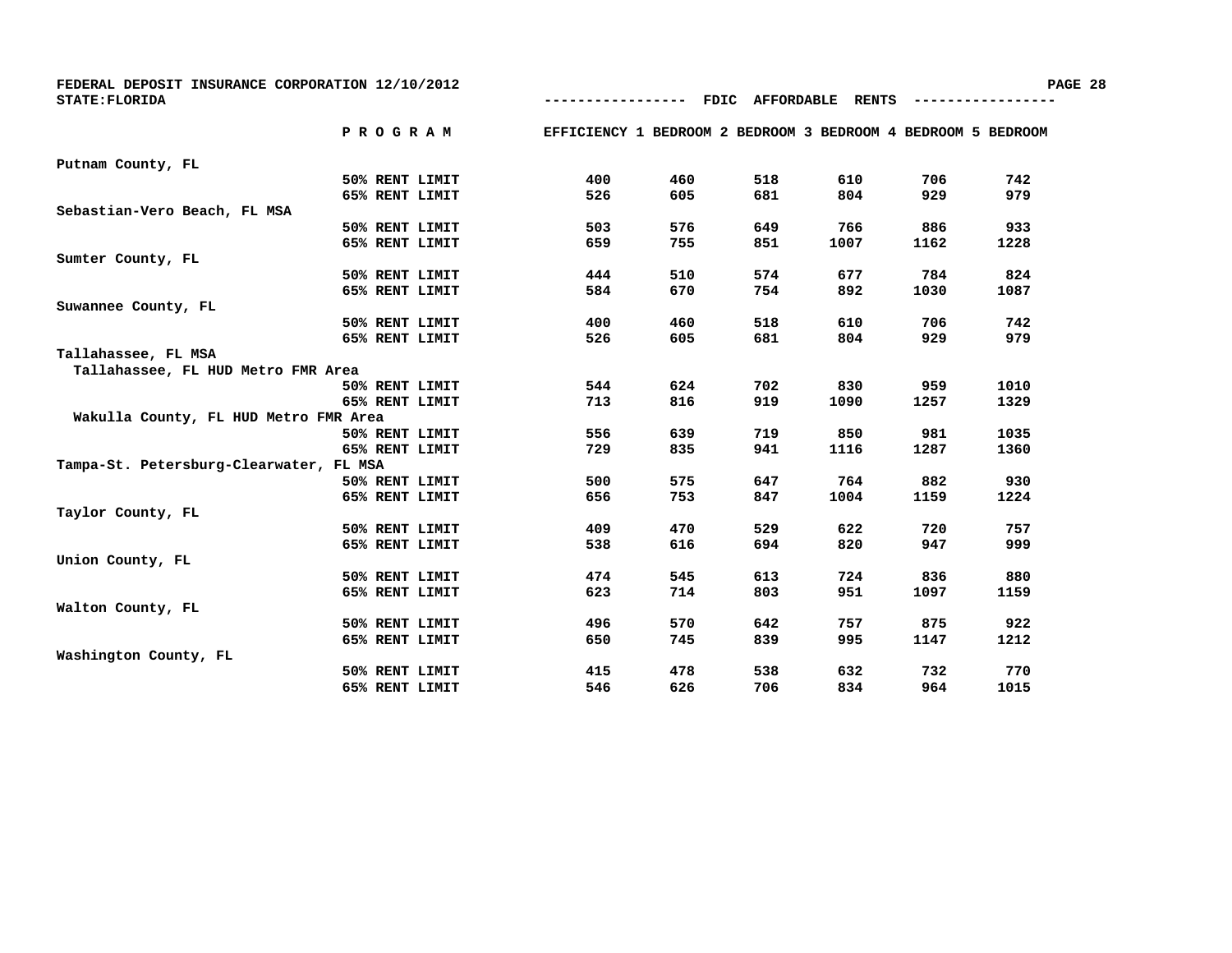FEDERAL DEPOSIT INSURANCE CORPORATION 12/10/2012

STATE:FLORIDA

----------------- FDIC AFFORDABLE RENTS -----------------

| | PROGRAM | EFFICIENCY | 1 BEDROOM | 2 BEDROOM | 3 BEDROOM | 4 BEDROOM | 5 BEDROOM |
|---|---|---|---|---|---|---|---|
| Putnam County, FL | | | | | | | |
| | 50% RENT LIMIT | 400 | 460 | 518 | 610 | 706 | 742 |
| | 65% RENT LIMIT | 526 | 605 | 681 | 804 | 929 | 979 |
| Sebastian-Vero Beach, FL MSA | | | | | | | |
| | 50% RENT LIMIT | 503 | 576 | 649 | 766 | 886 | 933 |
| | 65% RENT LIMIT | 659 | 755 | 851 | 1007 | 1162 | 1228 |
| Sumter County, FL | | | | | | | |
| | 50% RENT LIMIT | 444 | 510 | 574 | 677 | 784 | 824 |
| | 65% RENT LIMIT | 584 | 670 | 754 | 892 | 1030 | 1087 |
| Suwannee County, FL | | | | | | | |
| | 50% RENT LIMIT | 400 | 460 | 518 | 610 | 706 | 742 |
| | 65% RENT LIMIT | 526 | 605 | 681 | 804 | 929 | 979 |
| Tallahassee, FL MSA | | | | | | | |
| Tallahassee, FL HUD Metro FMR Area | | | | | | | |
| | 50% RENT LIMIT | 544 | 624 | 702 | 830 | 959 | 1010 |
| | 65% RENT LIMIT | 713 | 816 | 919 | 1090 | 1257 | 1329 |
| Wakulla County, FL HUD Metro FMR Area | | | | | | | |
| | 50% RENT LIMIT | 556 | 639 | 719 | 850 | 981 | 1035 |
| | 65% RENT LIMIT | 729 | 835 | 941 | 1116 | 1287 | 1360 |
| Tampa-St. Petersburg-Clearwater, FL MSA | | | | | | | |
| | 50% RENT LIMIT | 500 | 575 | 647 | 764 | 882 | 930 |
| | 65% RENT LIMIT | 656 | 753 | 847 | 1004 | 1159 | 1224 |
| Taylor County, FL | | | | | | | |
| | 50% RENT LIMIT | 409 | 470 | 529 | 622 | 720 | 757 |
| | 65% RENT LIMIT | 538 | 616 | 694 | 820 | 947 | 999 |
| Union County, FL | | | | | | | |
| | 50% RENT LIMIT | 474 | 545 | 613 | 724 | 836 | 880 |
| | 65% RENT LIMIT | 623 | 714 | 803 | 951 | 1097 | 1159 |
| Walton County, FL | | | | | | | |
| | 50% RENT LIMIT | 496 | 570 | 642 | 757 | 875 | 922 |
| | 65% RENT LIMIT | 650 | 745 | 839 | 995 | 1147 | 1212 |
| Washington County, FL | | | | | | | |
| | 50% RENT LIMIT | 415 | 478 | 538 | 632 | 732 | 770 |
| | 65% RENT LIMIT | 546 | 626 | 706 | 834 | 964 | 1015 |